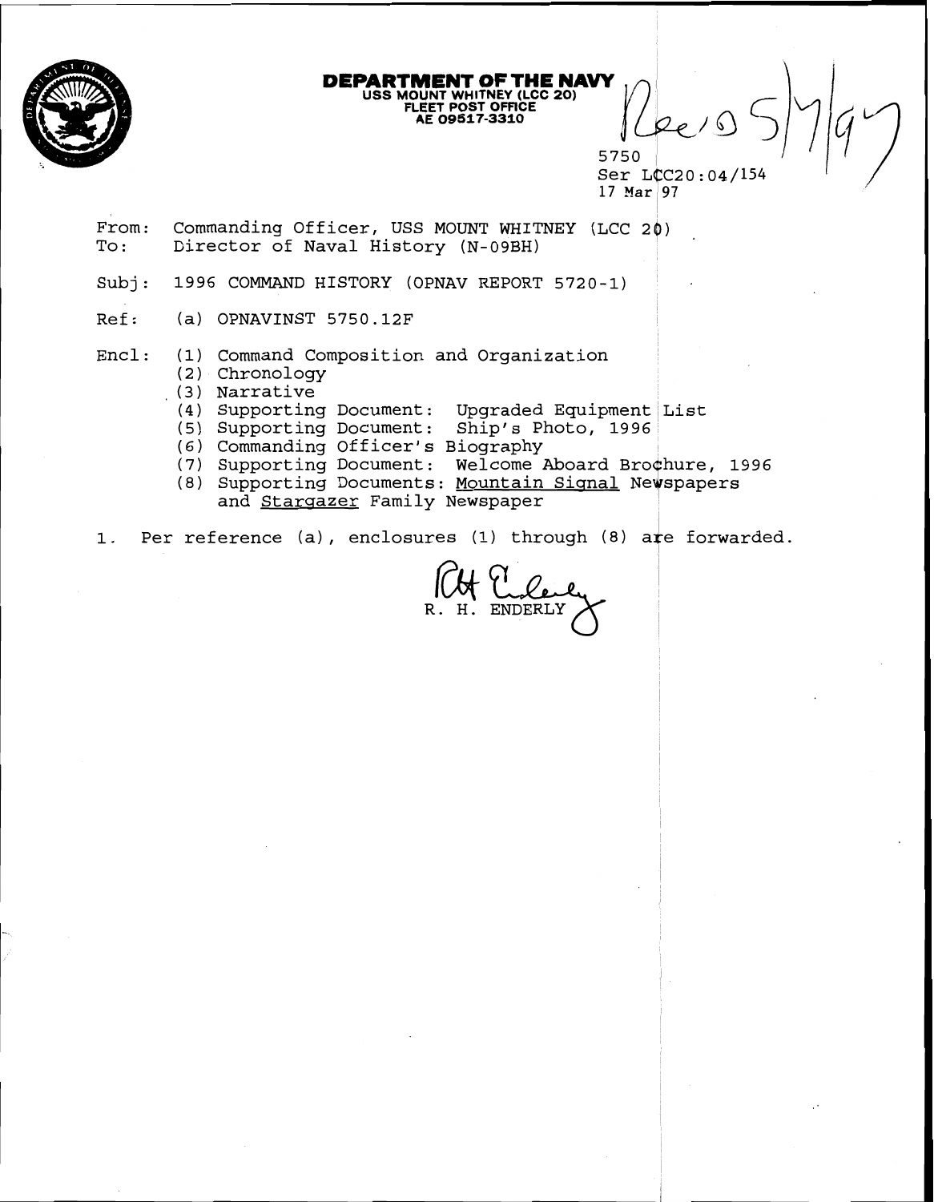**DEPARTMENT OF THE NAVY**
**USS MOUNT WHITNEY (LCC 20)**
**FLEET POST OFFICE**
**AE 09517-3310**

Rec'd 5/7/97

5750
Ser LCC20:04/154
17 Mar 97

From: Commanding Officer, USS MOUNT WHITNEY (LCC 20)
To: Director of Naval History (N-09BH)

Subj: 1996 COMMAND HISTORY (OPNAV REPORT 5720-1)

Ref: (a) OPNAVINST 5750.12F

Encl: (1) Command Composition and Organization
(2) Chronology
(3) Narrative
(4) Supporting Document: Upgraded Equipment List
(5) Supporting Document: Ship's Photo, 1996
(6) Commanding Officer's Biography
(7) Supporting Document: Welcome Aboard Brochure, 1996
(8) Supporting Documents: Mountain Signal Newspapers and Stargazer Family Newspaper

1. Per reference (a), enclosures (1) through (8) are forwarded.

R. H. ENDERLY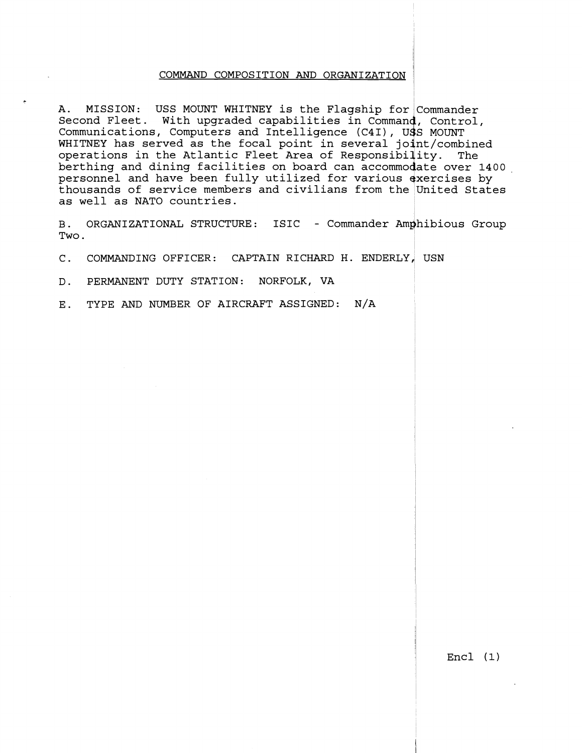## COMMAND COMPOSITION AND ORGANIZATION

A. MISSION: USS MOUNT WHITNEY is the Flagship for Commander Second Fleet. With upgraded capabilities in Command, Control, Communications, Computers and Intelligence (C4I), USS MOUNT WHITNEY has served as the focal point in several joint/combined operations in the Atlantic Fleet Area of Responsibility. The berthing and dining facilities on board can accommodate over 1400 personnel and have been fully utilized for various exercises by thousands of service members and civilians from the United States as well as NATO countries.

B. ORGANIZATIONAL STRUCTURE: ISIC - Commander Amphibious Group Two.

C. COMMANDING OFFICER: CAPTAIN RICHARD H. ENDERLY, USN

D. PERMANENT DUTY STATION: NORFOLK, VA

E. TYPE AND NUMBER OF AIRCRAFT ASSIGNED: N/A

Encl (1)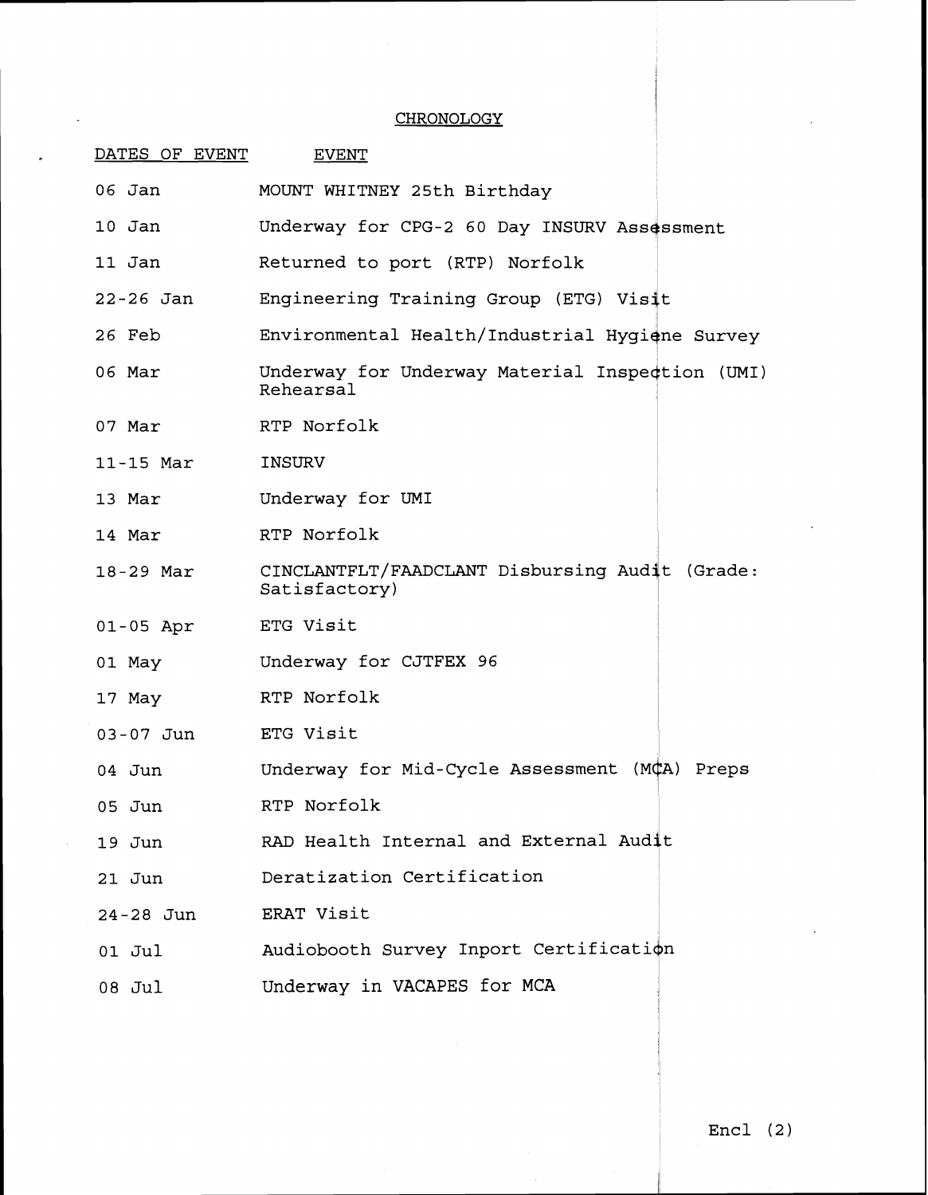## CHRONOLOGY

| DATES OF EVENT | EVENT |
|---|---|
| 06 Jan | MOUNT WHITNEY 25th Birthday |
| 10 Jan | Underway for CPG-2 60 Day INSURV Assessment |
| 11 Jan | Returned to port (RTP) Norfolk |
| 22-26 Jan | Engineering Training Group (ETG) Visit |
| 26 Feb | Environmental Health/Industrial Hygiene Survey |
| 06 Mar | Underway for Underway Material Inspection (UMI) Rehearsal |
| 07 Mar | RTP Norfolk |
| 11-15 Mar | INSURV |
| 13 Mar | Underway for UMI |
| 14 Mar | RTP Norfolk |
| 18-29 Mar | CINCLANTFLT/FAADCLANT Disbursing Audit (Grade: Satisfactory) |
| 01-05 Apr | ETG Visit |
| 01 May | Underway for CJTFEX 96 |
| 17 May | RTP Norfolk |
| 03-07 Jun | ETG Visit |
| 04 Jun | Underway for Mid-Cycle Assessment (MCA) Preps |
| 05 Jun | RTP Norfolk |
| 19 Jun | RAD Health Internal and External Audit |
| 21 Jun | Deratization Certification |
| 24-28 Jun | ERAT Visit |
| 01 Jul | Audiobooth Survey Inport Certification |
| 08 Jul | Underway in VACAPES for MCA |

Encl (2)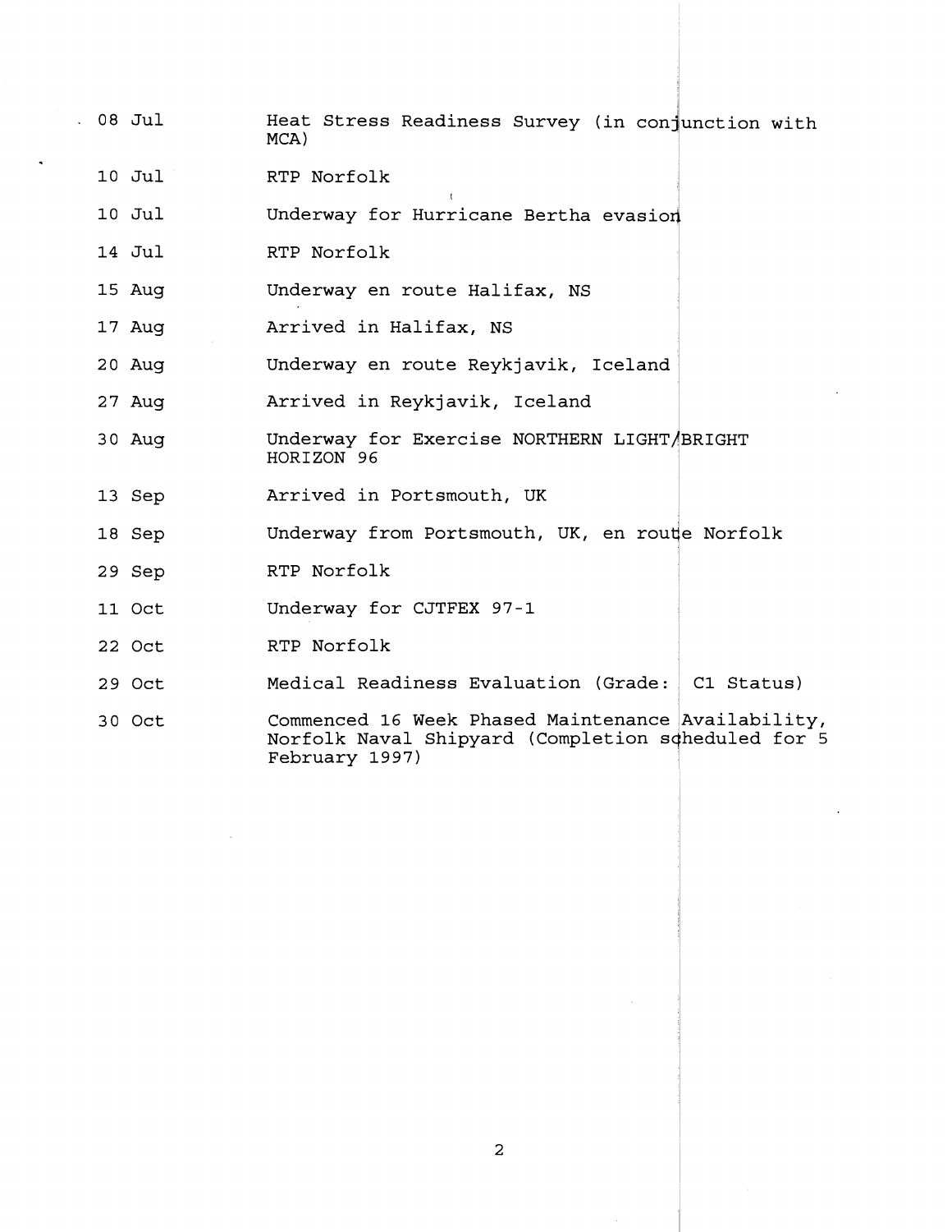| | |
|---|---|
| 08 Jul | Heat Stress Readiness Survey (in conjunction with MCA) |
| 10 Jul | RTP Norfolk |
| 10 Jul | Underway for Hurricane Bertha evasion |
| 14 Jul | RTP Norfolk |
| 15 Aug | Underway en route Halifax, NS |
| 17 Aug | Arrived in Halifax, NS |
| 20 Aug | Underway en route Reykjavik, Iceland |
| 27 Aug | Arrived in Reykjavik, Iceland |
| 30 Aug | Underway for Exercise NORTHERN LIGHT/BRIGHT HORIZON 96 |
| 13 Sep | Arrived in Portsmouth, UK |
| 18 Sep | Underway from Portsmouth, UK, en route Norfolk |
| 29 Sep | RTP Norfolk |
| 11 Oct | Underway for CJTFEX 97-1 |
| 22 Oct | RTP Norfolk |
| 29 Oct | Medical Readiness Evaluation (Grade: C1 Status) |
| 30 Oct | Commenced 16 Week Phased Maintenance Availability, Norfolk Naval Shipyard (Completion scheduled for 5 February 1997) |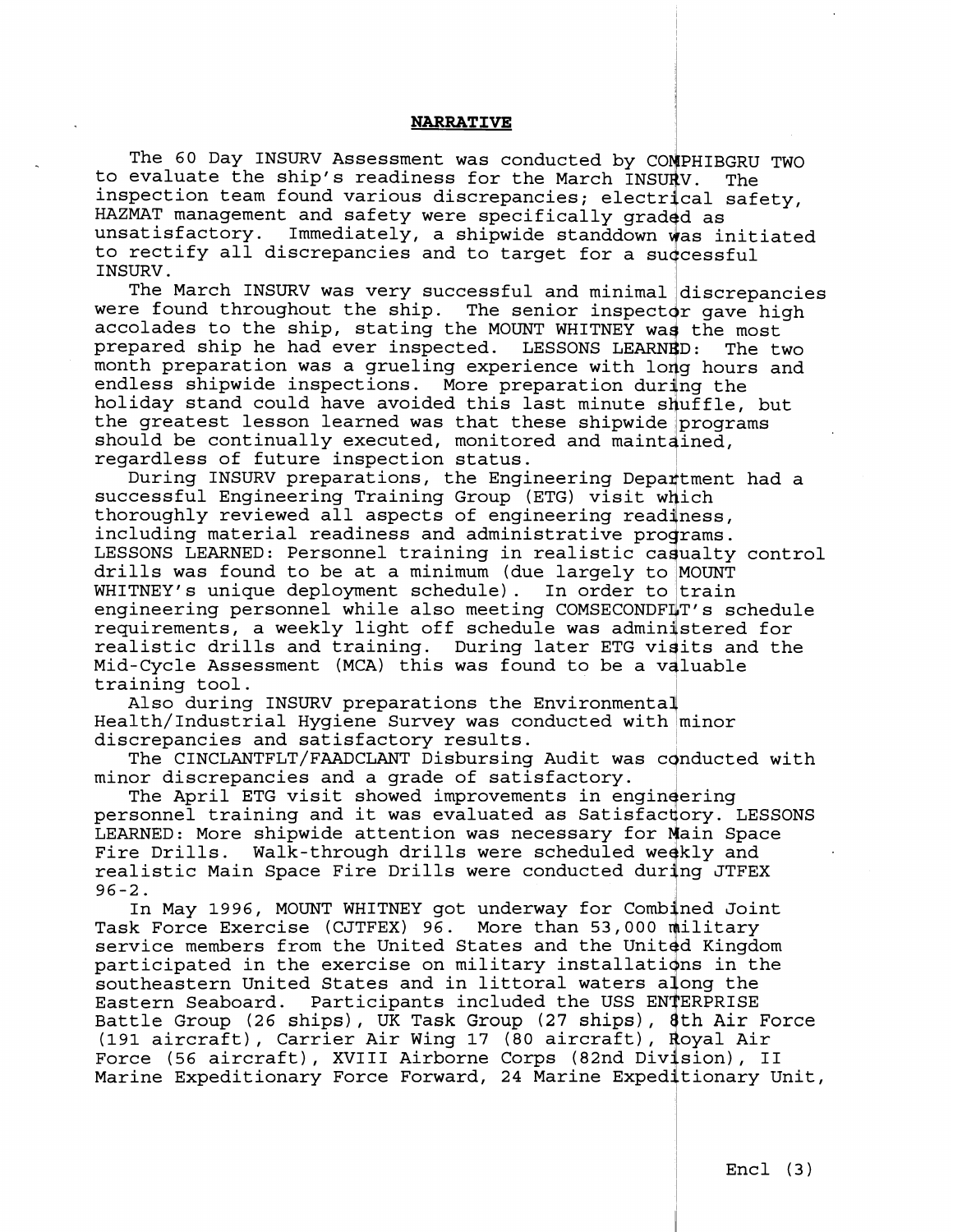**NARRATIVE**

The 60 Day INSURV Assessment was conducted by COMPHIBGRU TWO to evaluate the ship's readiness for the March INSURV. The inspection team found various discrepancies; electrical safety, HAZMAT management and safety were specifically graded as unsatisfactory. Immediately, a shipwide standdown was initiated to rectify all discrepancies and to target for a successful INSURV.

The March INSURV was very successful and minimal discrepancies were found throughout the ship. The senior inspector gave high accolades to the ship, stating the MOUNT WHITNEY was the most prepared ship he had ever inspected. LESSONS LEARNED: The two month preparation was a grueling experience with long hours and endless shipwide inspections. More preparation during the holiday stand could have avoided this last minute shuffle, but the greatest lesson learned was that these shipwide programs should be continually executed, monitored and maintained, regardless of future inspection status.

During INSURV preparations, the Engineering Department had a successful Engineering Training Group (ETG) visit which thoroughly reviewed all aspects of engineering readiness, including material readiness and administrative programs. LESSONS LEARNED: Personnel training in realistic casualty control drills was found to be at a minimum (due largely to MOUNT WHITNEY's unique deployment schedule). In order to train engineering personnel while also meeting COMSECONDFLT's schedule requirements, a weekly light off schedule was administered for realistic drills and training. During later ETG visits and the Mid-Cycle Assessment (MCA) this was found to be a valuable training tool.

Also during INSURV preparations the Environmental Health/Industrial Hygiene Survey was conducted with minor discrepancies and satisfactory results.

The CINCLANTFLT/FAADCLANT Disbursing Audit was conducted with minor discrepancies and a grade of satisfactory.

The April ETG visit showed improvements in engineering personnel training and it was evaluated as Satisfactory. LESSONS LEARNED: More shipwide attention was necessary for Main Space Fire Drills. Walk-through drills were scheduled weekly and realistic Main Space Fire Drills were conducted during JTFEX 96-2.

In May 1996, MOUNT WHITNEY got underway for Combined Joint Task Force Exercise (CJTFEX) 96. More than 53,000 military service members from the United States and the United Kingdom participated in the exercise on military installations in the southeastern United States and in littoral waters along the Eastern Seaboard. Participants included the USS ENTERPRISE Battle Group (26 ships), UK Task Group (27 ships), 8th Air Force (191 aircraft), Carrier Air Wing 17 (80 aircraft), Royal Air Force (56 aircraft), XVIII Airborne Corps (82nd Division), II Marine Expeditionary Force Forward, 24 Marine Expeditionary Unit,

Encl (3)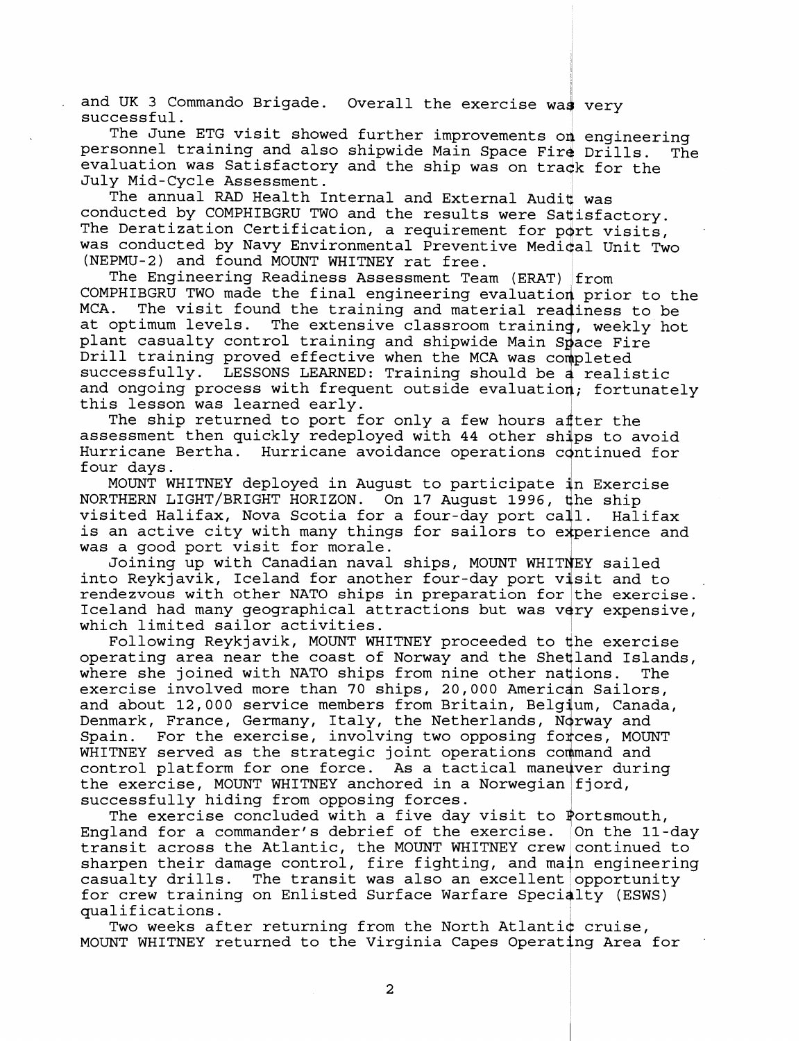and UK 3 Commando Brigade. Overall the exercise was very successful.

The June ETG visit showed further improvements on engineering personnel training and also shipwide Main Space Fire Drills. The evaluation was Satisfactory and the ship was on track for the July Mid-Cycle Assessment.

The annual RAD Health Internal and External Audit was conducted by COMPHIBGRU TWO and the results were Satisfactory. The Deratization Certification, a requirement for port visits, was conducted by Navy Environmental Preventive Medical Unit Two (NEPMU-2) and found MOUNT WHITNEY rat free.

The Engineering Readiness Assessment Team (ERAT) from COMPHIBGRU TWO made the final engineering evaluation prior to the MCA. The visit found the training and material readiness to be at optimum levels. The extensive classroom training, weekly hot plant casualty control training and shipwide Main Space Fire Drill training proved effective when the MCA was completed successfully. LESSONS LEARNED: Training should be a realistic and ongoing process with frequent outside evaluation; fortunately this lesson was learned early.

The ship returned to port for only a few hours after the assessment then quickly redeployed with 44 other ships to avoid Hurricane Bertha. Hurricane avoidance operations continued for four days.

MOUNT WHITNEY deployed in August to participate in Exercise NORTHERN LIGHT/BRIGHT HORIZON. On 17 August 1996, the ship visited Halifax, Nova Scotia for a four-day port call. Halifax is an active city with many things for sailors to experience and was a good port visit for morale.

Joining up with Canadian naval ships, MOUNT WHITNEY sailed into Reykjavik, Iceland for another four-day port visit and to rendezvous with other NATO ships in preparation for the exercise. Iceland had many geographical attractions but was very expensive, which limited sailor activities.

Following Reykjavik, MOUNT WHITNEY proceeded to the exercise operating area near the coast of Norway and the Shetland Islands, where she joined with NATO ships from nine other nations. The exercise involved more than 70 ships, 20,000 American Sailors, and about 12,000 service members from Britain, Belgium, Canada, Denmark, France, Germany, Italy, the Netherlands, Norway and Spain. For the exercise, involving two opposing forces, MOUNT WHITNEY served as the strategic joint operations command and control platform for one force. As a tactical maneuver during the exercise, MOUNT WHITNEY anchored in a Norwegian fjord, successfully hiding from opposing forces.

The exercise concluded with a five day visit to Portsmouth, England for a commander's debrief of the exercise. On the 11-day transit across the Atlantic, the MOUNT WHITNEY crew continued to sharpen their damage control, fire fighting, and main engineering casualty drills. The transit was also an excellent opportunity for crew training on Enlisted Surface Warfare Specialty (ESWS) qualifications.

Two weeks after returning from the North Atlantic cruise, MOUNT WHITNEY returned to the Virginia Capes Operating Area for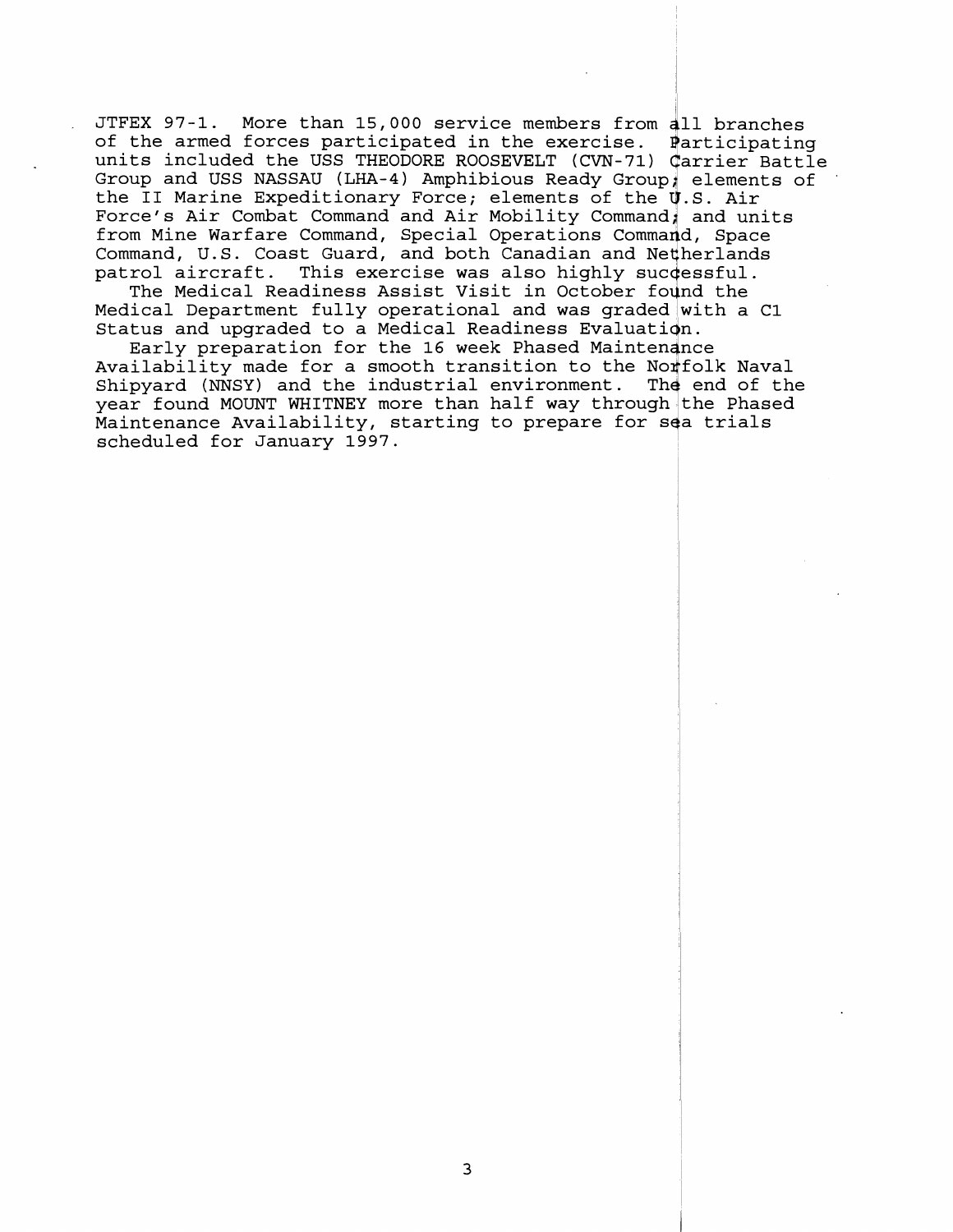JTFEX 97-1. More than 15,000 service members from all branches of the armed forces participated in the exercise. Participating units included the USS THEODORE ROOSEVELT (CVN-71) Carrier Battle Group and USS NASSAU (LHA-4) Amphibious Ready Group; elements of the II Marine Expeditionary Force; elements of the U.S. Air Force's Air Combat Command and Air Mobility Command; and units from Mine Warfare Command, Special Operations Command, Space Command, U.S. Coast Guard, and both Canadian and Netherlands patrol aircraft. This exercise was also highly successful.

The Medical Readiness Assist Visit in October found the Medical Department fully operational and was graded with a C1 Status and upgraded to a Medical Readiness Evaluation.

Early preparation for the 16 week Phased Maintenance Availability made for a smooth transition to the Norfolk Naval Shipyard (NNSY) and the industrial environment. The end of the year found MOUNT WHITNEY more than half way through the Phased Maintenance Availability, starting to prepare for sea trials scheduled for January 1997.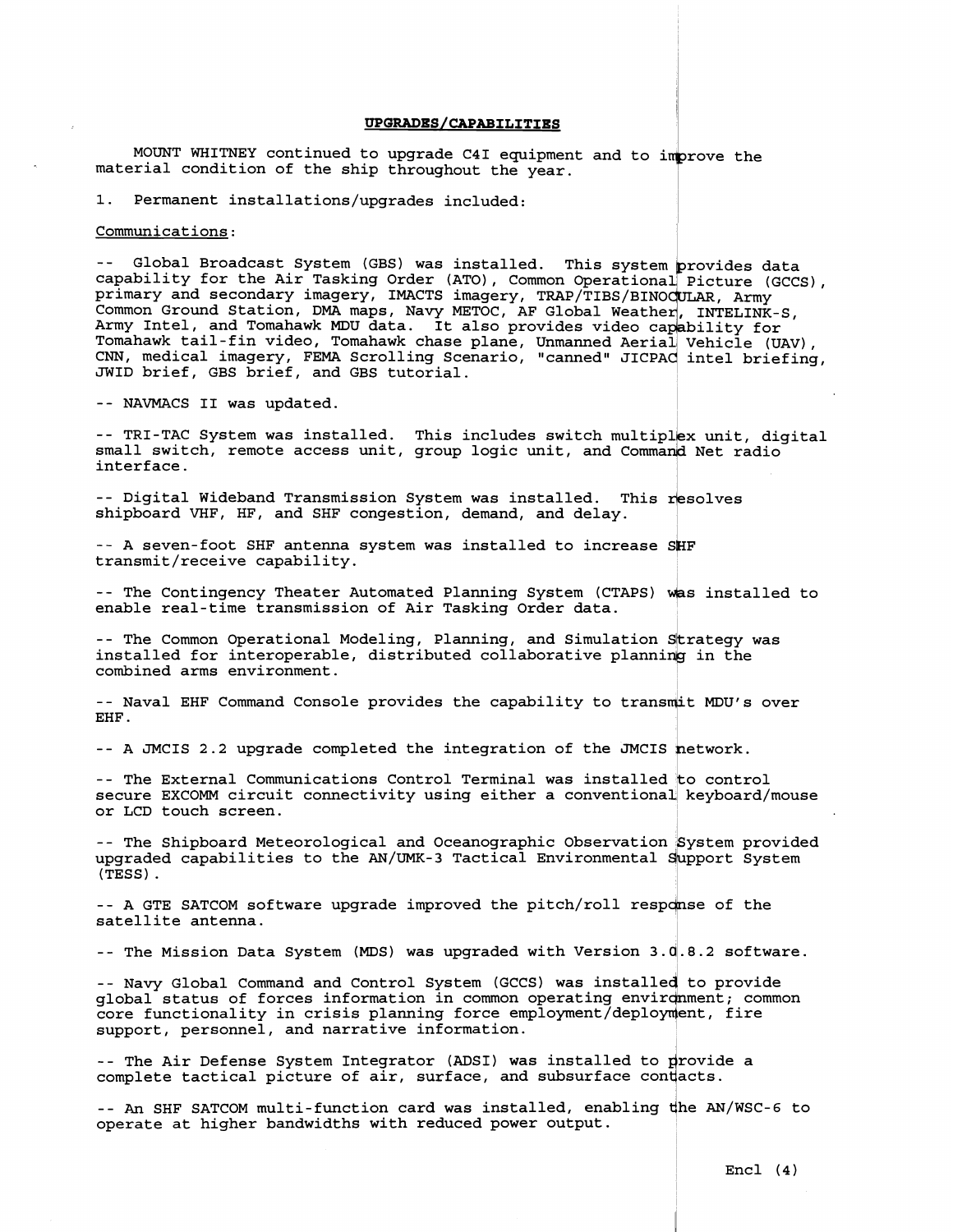## UPGRADES/CAPABILITIES

MOUNT WHITNEY continued to upgrade C4I equipment and to improve the material condition of the ship throughout the year.

1. Permanent installations/upgrades included:

Communications:

-- Global Broadcast System (GBS) was installed. This system provides data capability for the Air Tasking Order (ATO), Common Operational Picture (GCCS), primary and secondary imagery, IMACTS imagery, TRAP/TIBS/BINOCULAR, Army Common Ground Station, DMA maps, Navy METOC, AF Global Weather, INTELINK-S, Army Intel, and Tomahawk MDU data. It also provides video capability for Tomahawk tail-fin video, Tomahawk chase plane, Unmanned Aerial Vehicle (UAV), CNN, medical imagery, FEMA Scrolling Scenario, "canned" JICPAC intel briefing, JWID brief, GBS brief, and GBS tutorial.

-- NAVMACS II was updated.

-- TRI-TAC System was installed. This includes switch multiplex unit, digital small switch, remote access unit, group logic unit, and Command Net radio interface.

-- Digital Wideband Transmission System was installed. This resolves shipboard VHF, HF, and SHF congestion, demand, and delay.

-- A seven-foot SHF antenna system was installed to increase SHF transmit/receive capability.

-- The Contingency Theater Automated Planning System (CTAPS) was installed to enable real-time transmission of Air Tasking Order data.

-- The Common Operational Modeling, Planning, and Simulation Strategy was installed for interoperable, distributed collaborative planning in the combined arms environment.

-- Naval EHF Command Console provides the capability to transmit MDU's over EHF.

-- A JMCIS 2.2 upgrade completed the integration of the JMCIS network.

-- The External Communications Control Terminal was installed to control secure EXCOMM circuit connectivity using either a conventional keyboard/mouse or LCD touch screen.

-- The Shipboard Meteorological and Oceanographic Observation System provided upgraded capabilities to the AN/UMK-3 Tactical Environmental Support System (TESS).

-- A GTE SATCOM software upgrade improved the pitch/roll response of the satellite antenna.

-- The Mission Data System (MDS) was upgraded with Version 3.0.8.2 software.

-- Navy Global Command and Control System (GCCS) was installed to provide global status of forces information in common operating environment; common core functionality in crisis planning force employment/deployment, fire support, personnel, and narrative information.

-- The Air Defense System Integrator (ADSI) was installed to provide a complete tactical picture of air, surface, and subsurface contacts.

-- An SHF SATCOM multi-function card was installed, enabling the AN/WSC-6 to operate at higher bandwidths with reduced power output.

Encl (4)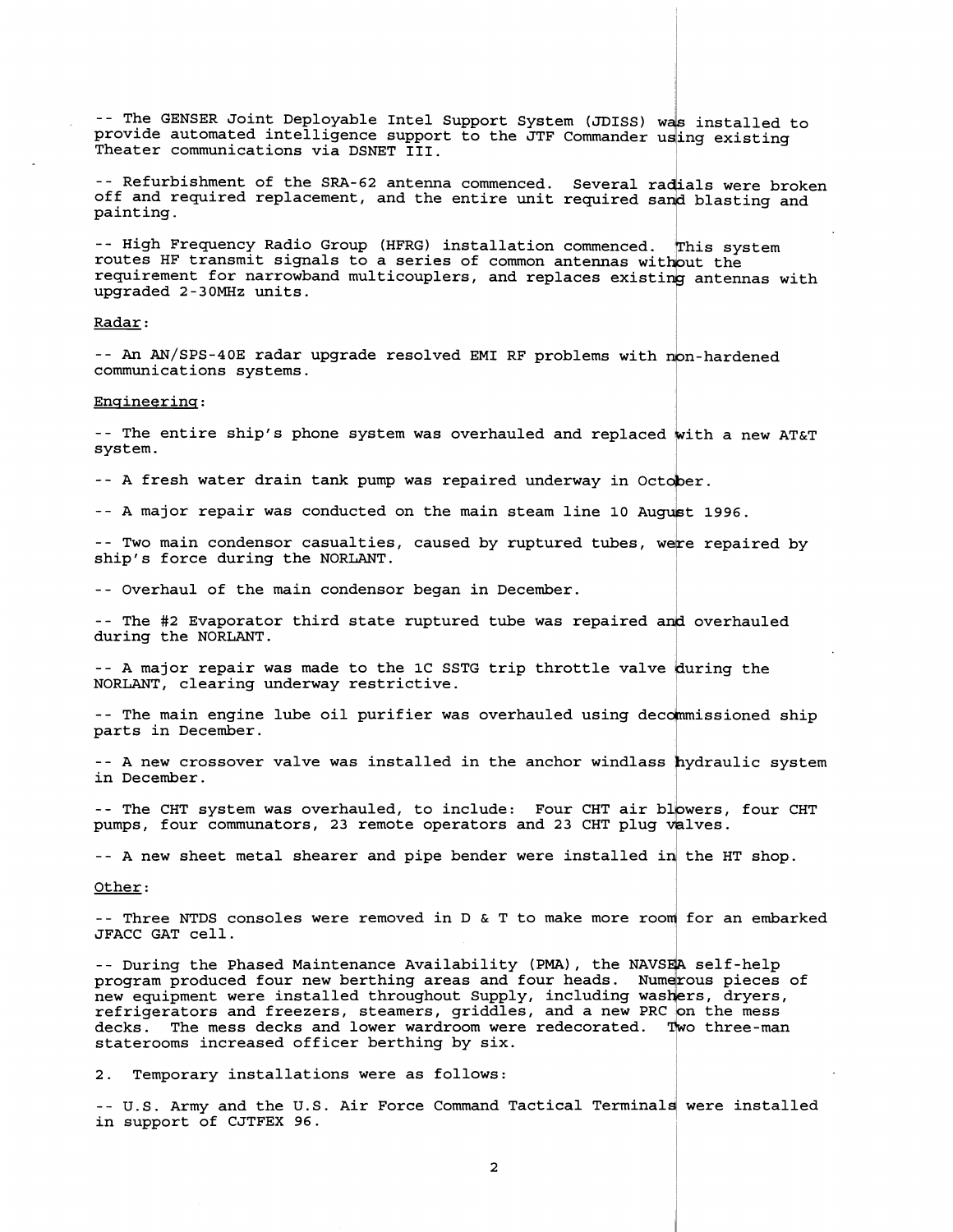-- The GENSER Joint Deployable Intel Support System (JDISS) was installed to provide automated intelligence support to the JTF Commander using existing Theater communications via DSNET III.

-- Refurbishment of the SRA-62 antenna commenced. Several radials were broken off and required replacement, and the entire unit required sand blasting and painting.

-- High Frequency Radio Group (HFRG) installation commenced. This system routes HF transmit signals to a series of common antennas without the requirement for narrowband multicouplers, and replaces existing antennas with upgraded 2-30MHz units.

Radar:

-- An AN/SPS-40E radar upgrade resolved EMI RF problems with non-hardened communications systems.

Engineering:

-- The entire ship's phone system was overhauled and replaced with a new AT&T system.

-- A fresh water drain tank pump was repaired underway in October.

-- A major repair was conducted on the main steam line 10 August 1996.

-- Two main condensor casualties, caused by ruptured tubes, were repaired by ship's force during the NORLANT.

-- Overhaul of the main condensor began in December.

-- The #2 Evaporator third state ruptured tube was repaired and overhauled during the NORLANT.

-- A major repair was made to the 1C SSTG trip throttle valve during the NORLANT, clearing underway restrictive.

-- The main engine lube oil purifier was overhauled using decommissioned ship parts in December.

-- A new crossover valve was installed in the anchor windlass hydraulic system in December.

-- The CHT system was overhauled, to include: Four CHT air blowers, four CHT pumps, four communators, 23 remote operators and 23 CHT plug valves.

-- A new sheet metal shearer and pipe bender were installed in the HT shop.

Other:

-- Three NTDS consoles were removed in D & T to make more room for an embarked JFACC GAT cell.

-- During the Phased Maintenance Availability (PMA), the NAVSEA self-help program produced four new berthing areas and four heads. Numerous pieces of new equipment were installed throughout Supply, including washers, dryers, refrigerators and freezers, steamers, griddles, and a new PRC on the mess decks. The mess decks and lower wardroom were redecorated. Two three-man staterooms increased officer berthing by six.

2. Temporary installations were as follows:

-- U.S. Army and the U.S. Air Force Command Tactical Terminals were installed in support of CJTFEX 96.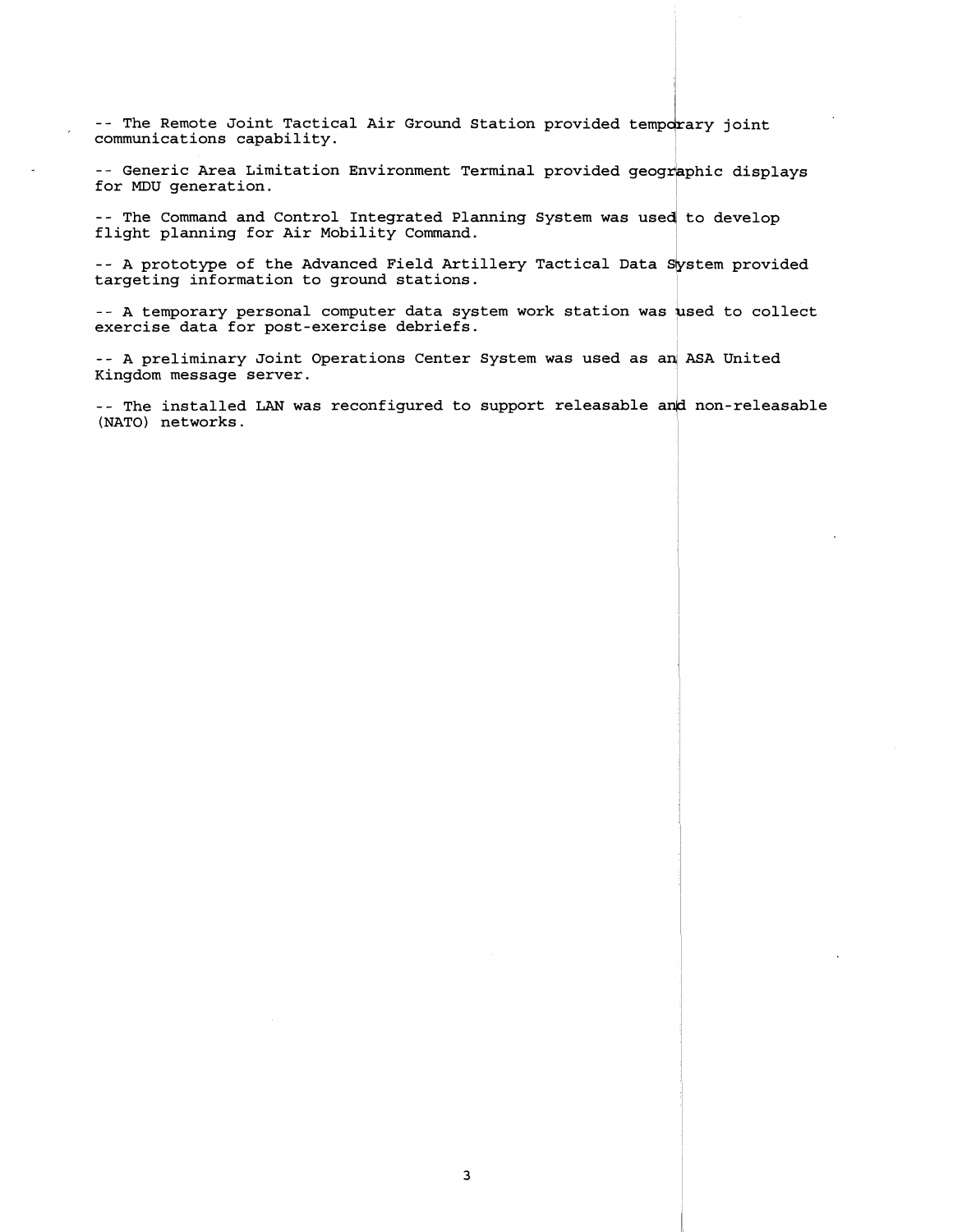-- The Remote Joint Tactical Air Ground Station provided temporary joint communications capability.

-- Generic Area Limitation Environment Terminal provided geographic displays for MDU generation.

-- The Command and Control Integrated Planning System was used to develop flight planning for Air Mobility Command.

-- A prototype of the Advanced Field Artillery Tactical Data System provided targeting information to ground stations.

-- A temporary personal computer data system work station was used to collect exercise data for post-exercise debriefs.

-- A preliminary Joint Operations Center System was used as an ASA United Kingdom message server.

-- The installed LAN was reconfigured to support releasable and non-releasable (NATO) networks.